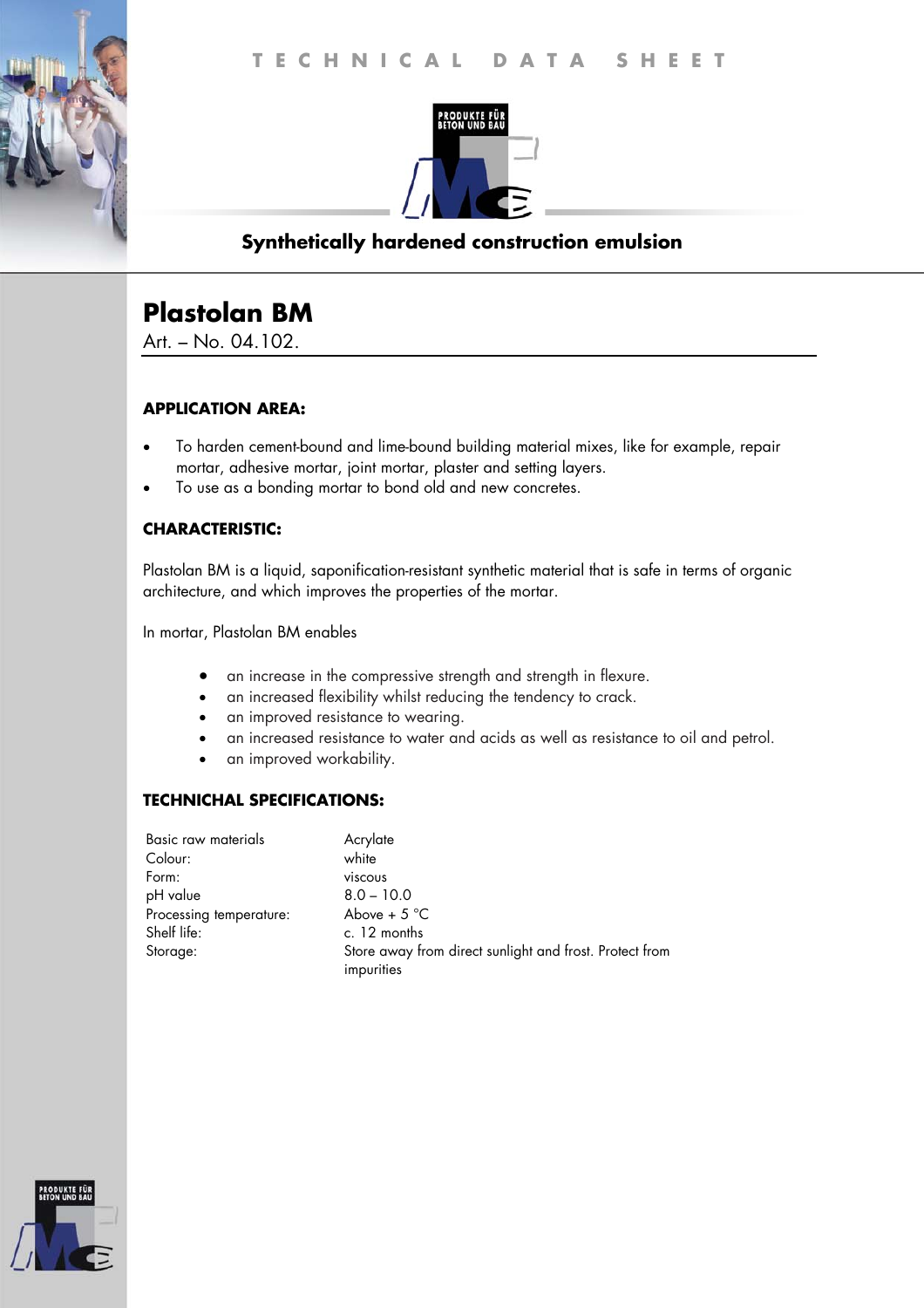TECHNICAL DATA SHEET

PRODUKTE FÜR BETON UND BAU

**Synthetically hardened construction emulsion**

# Plastolan BM

Art. – No. 04.102.

## APPLICATION AREA:

- To harden cement-bound and lime-bound building material mixes, like for example, repair mortar, adhesive mortar, joint mortar, plaster and setting layers.
- To use as a bonding mortar to bond old and new concretes.

## CHARACTERISTIC:

Plastolan BM is a liquid, saponification-resistant synthetic material that is safe in terms of organic architecture, and which improves the properties of the mortar.

In mortar, Plastolan BM enables

- an increase in the compressive strength and strength in flexure.
- an increased flexibility whilst reducing the tendency to crack.
- an improved resistance to wearing.
- an increased resistance to water and acids as well as resistance to oil and petrol.
- an improved workability.

## TECHNICHAL SPECIFICATIONS:

| | |
|---|---|
| Basic raw materials | Acrylate |
| Colour: | white |
| Form: | viscous |
| pH value | 8.0 – 10.0 |
| Processing temperature: | Above + 5 °C |
| Shelf life: | c. 12 months |
| Storage: | Store away from direct sunlight and frost. Protect from impurities |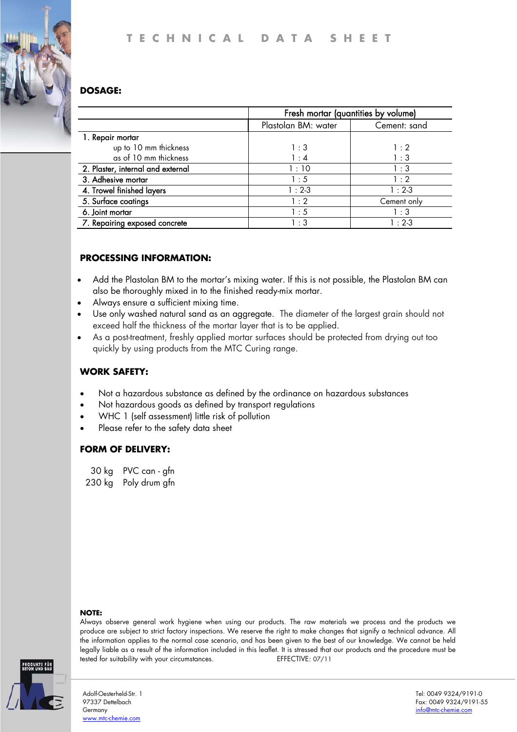## DOSAGE:

| | Fresh mortar (quantities by volume) | |
|---|---|---|
| | Plastolan BM: water | Cement: sand |
| 1. Repair mortar | | |
| up to 10 mm thickness | 1 : 3 | 1 : 2 |
| as of 10 mm thickness | 1 : 4 | 1 : 3 |
| 2. Plaster, internal and external | 1 : 10 | 1 : 3 |
| 3. Adhesive mortar | 1 : 5 | 1 : 2 |
| 4. Trowel finished layers | 1 : 2-3 | 1 : 2-3 |
| 5. Surface coatings | 1 : 2 | Cement only |
| 6. Joint mortar | 1 : 5 | 1 : 3 |
| 7. Repairing exposed concrete | 1 : 3 | 1 : 2-3 |

## PROCESSING INFORMATION:

- Add the Plastolan BM to the mortar's mixing water. If this is not possible, the Plastolan BM can also be thoroughly mixed in to the finished ready-mix mortar.
- Always ensure a sufficient mixing time.
- Use only washed natural sand as an aggregate. The diameter of the largest grain should not exceed half the thickness of the mortar layer that is to be applied.
- As a post-treatment, freshly applied mortar surfaces should be protected from drying out too quickly by using products from the MTC Curing range.

## WORK SAFETY:

- Not a hazardous substance as defined by the ordinance on hazardous substances
- Not hazardous goods as defined by transport regulations
- WHC 1 (self assessment) little risk of pollution
- Please refer to the safety data sheet

## FORM OF DELIVERY:

30 kg PVC can - gfn
230 kg Poly drum gfn

**NOTE:**
Always observe general work hygiene when using our products. The raw materials we process and the products we produce are subject to strict factory inspections. We reserve the right to make changes that signify a technical advance. All the information applies to the normal case scenario, and has been given to the best of our knowledge. We cannot be held legally liable as a result of the information included in this leaflet. It is stressed that our products and the procedure must be tested for suitability with your circumstances. EFFECTIVE: 07/11

Adolf-Oesterheld-Str. 1
97337 Dettelbach
Germany
www.mtc-chemie.com

Tel: 0049 9324/9191-0
Fax: 0049 9324/9191-55
info@mtc-chemie.com